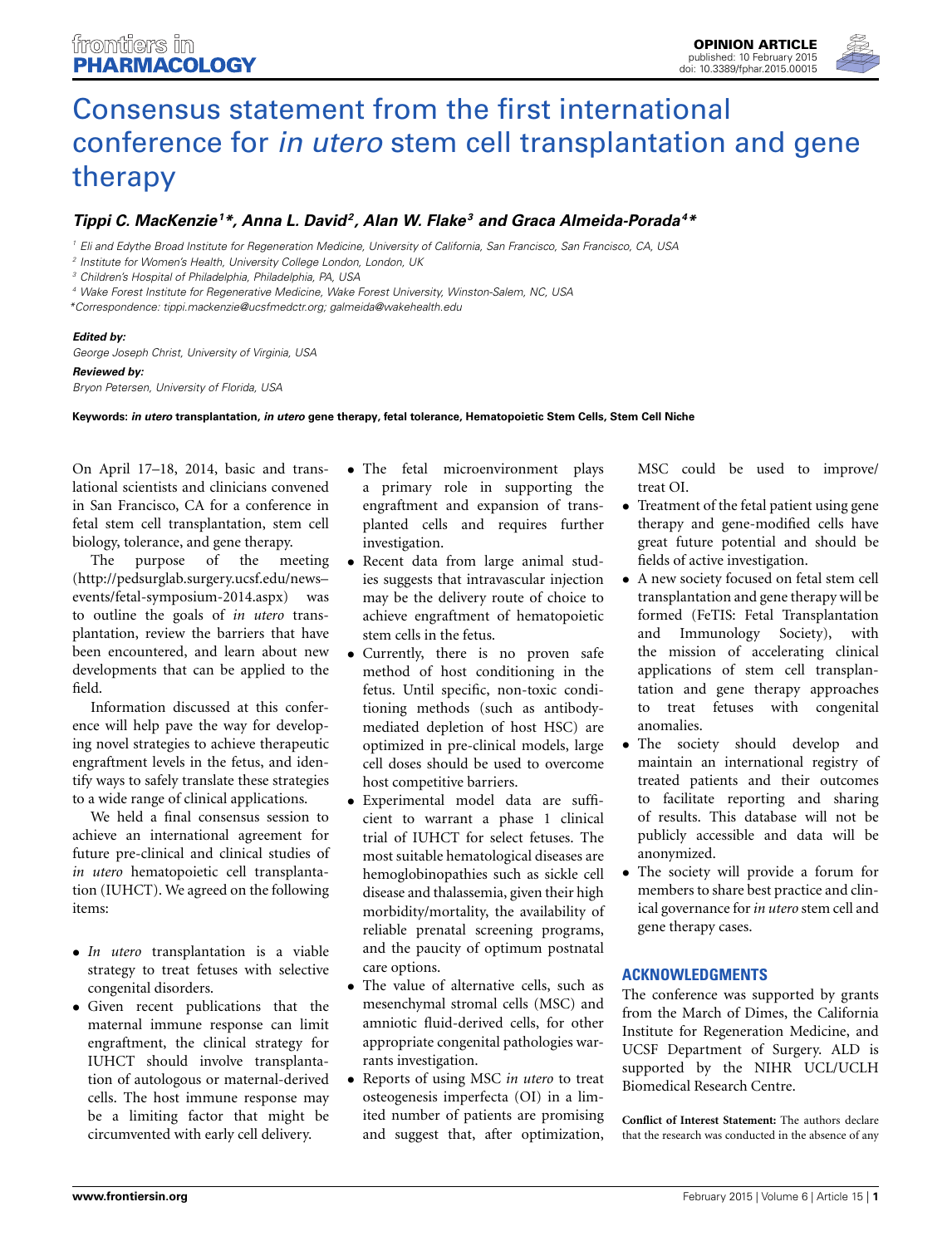OPINION ARTICLE
published: 10 February 2015
doi: 10.3389/fphar.2015.00015

# Consensus statement from the first international conference for *in utero* stem cell transplantation and gene therapy

***Tippi C. MacKenzie[1]\*, Anna L. David[2], Alan W. Flake[3] and Graca Almeida-Porada[4]\****

[1] Eli and Edythe Broad Institute for Regeneration Medicine, University of California, San Francisco, San Francisco, CA, USA
[2] Institute for Women's Health, University College London, London, UK
[3] Children's Hospital of Philadelphia, Philadelphia, PA, USA
[4] Wake Forest Institute for Regenerative Medicine, Wake Forest University, Winston-Salem, NC, USA
*Correspondence: tippi.mackenzie@ucsfmedctr.org; galmeida@wakehealth.edu

***Edited by:***
*George Joseph Christ, University of Virginia, USA*

***Reviewed by:***
*Bryon Petersen, University of Florida, USA*

**Keywords: *in utero* transplantation, *in utero* gene therapy, fetal tolerance, Hematopoietic Stem Cells, Stem Cell Niche**

On April 17–18, 2014, basic and translational scientists and clinicians convened in San Francisco, CA for a conference in fetal stem cell transplantation, stem cell biology, tolerance, and gene therapy.

The purpose of the meeting (http://pedsurglab.surgery.ucsf.edu/news–events/fetal-symposium-2014.aspx) was to outline the goals of *in utero* transplantation, review the barriers that have been encountered, and learn about new developments that can be applied to the field.

Information discussed at this conference will help pave the way for developing novel strategies to achieve therapeutic engraftment levels in the fetus, and identify ways to safely translate these strategies to a wide range of clinical applications.

We held a final consensus session to achieve an international agreement for future pre-clinical and clinical studies of *in utero* hematopoietic cell transplantation (IUHCT). We agreed on the following items:

- *In utero* transplantation is a viable strategy to treat fetuses with selective congenital disorders.
- Given recent publications that the maternal immune response can limit engraftment, the clinical strategy for IUHCT should involve transplantation of autologous or maternal-derived cells. The host immune response may be a limiting factor that might be circumvented with early cell delivery.
- The fetal microenvironment plays a primary role in supporting the engraftment and expansion of transplanted cells and requires further investigation.
- Recent data from large animal studies suggests that intravascular injection may be the delivery route of choice to achieve engraftment of hematopoietic stem cells in the fetus.
- Currently, there is no proven safe method of host conditioning in the fetus. Until specific, non-toxic conditioning methods (such as antibody-mediated depletion of host HSC) are optimized in pre-clinical models, large cell doses should be used to overcome host competitive barriers.
- Experimental model data are sufficient to warrant a phase 1 clinical trial of IUHCT for select fetuses. The most suitable hematological diseases are hemoglobinopathies such as sickle cell disease and thalassemia, given their high morbidity/mortality, the availability of reliable prenatal screening programs, and the paucity of optimum postnatal care options.
- The value of alternative cells, such as mesenchymal stromal cells (MSC) and amniotic fluid-derived cells, for other appropriate congenital pathologies warrants investigation.
- Reports of using MSC *in utero* to treat osteogenesis imperfecta (OI) in a limited number of patients are promising and suggest that, after optimization, MSC could be used to improve/treat OI.
- Treatment of the fetal patient using gene therapy and gene-modified cells have great future potential and should be fields of active investigation.
- A new society focused on fetal stem cell transplantation and gene therapy will be formed (FeTIS: Fetal Transplantation and Immunology Society), with the mission of accelerating clinical applications of stem cell transplantation and gene therapy approaches to treat fetuses with congenital anomalies.
- The society should develop and maintain an international registry of treated patients and their outcomes to facilitate reporting and sharing of results. This database will not be publicly accessible and data will be anonymized.
- The society will provide a forum for members to share best practice and clinical governance for *in utero* stem cell and gene therapy cases.

## ACKNOWLEDGMENTS

The conference was supported by grants from the March of Dimes, the California Institute for Regeneration Medicine, and UCSF Department of Surgery. ALD is supported by the NIHR UCL/UCLH Biomedical Research Centre.

**Conflict of Interest Statement:** The authors declare that the research was conducted in the absence of any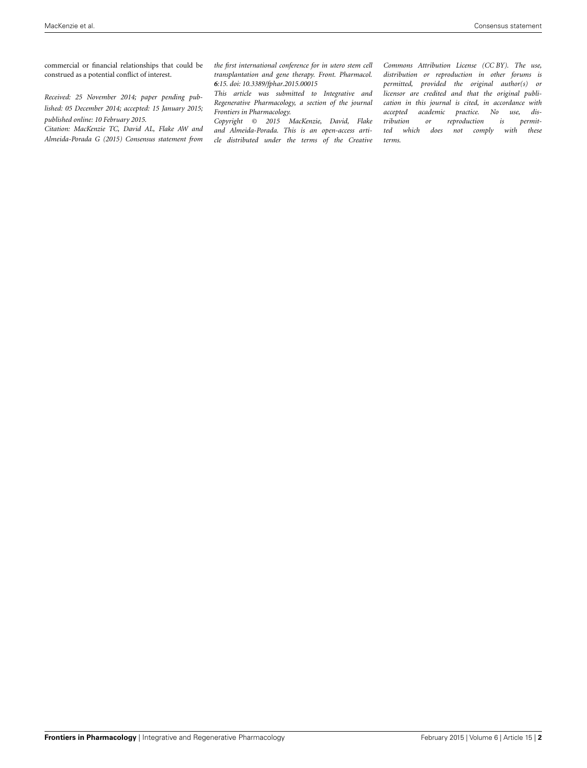commercial or financial relationships that could be construed as a potential conflict of interest.

*Received: 25 November 2014; paper pending published: 05 December 2014; accepted: 15 January 2015; published online: 10 February 2015.*

*Citation: MacKenzie TC, David AL, Flake AW and Almeida-Porada G (2015) Consensus statement from the first international conference for in utero stem cell transplantation and gene therapy. Front. Pharmacol. **6**:15. doi: 10.3389/fphar.2015.00015*

*This article was submitted to Integrative and Regenerative Pharmacology, a section of the journal Frontiers in Pharmacology.*

*Copyright © 2015 MacKenzie, David, Flake and Almeida-Porada. This is an open-access article distributed under the terms of the Creative Commons Attribution License (CC BY). The use, distribution or reproduction in other forums is permitted, provided the original author(s) or licensor are credited and that the original publication in this journal is cited, in accordance with accepted academic practice. No use, distribution or reproduction is permitted which does not comply with these terms.*